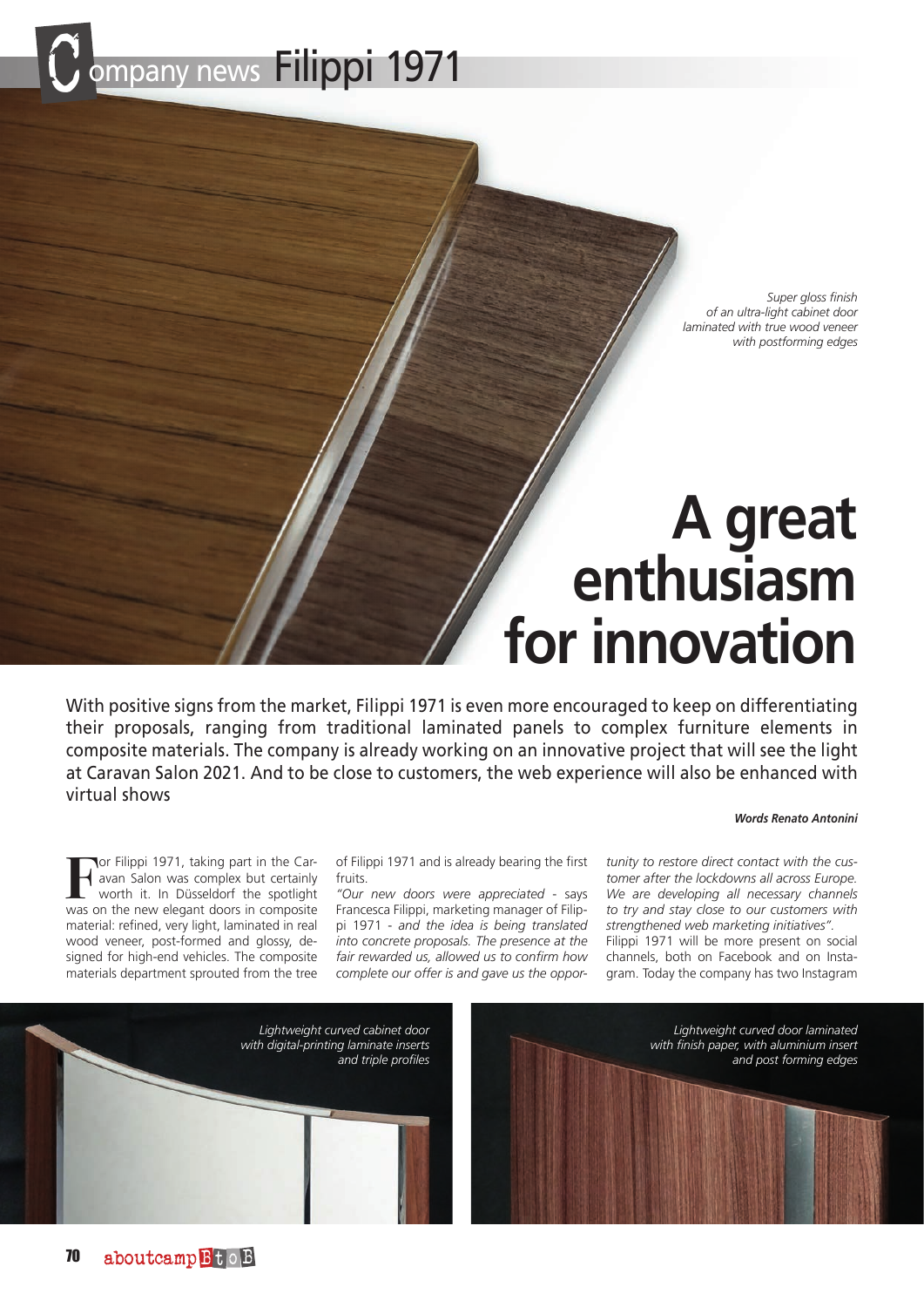Company news Filippi 1971

*Super gloss finish of an ultra-light cabinet door laminated with true wood veneer with postforming edges*

# A great enthusiasm for innovation

With positive signs from the market, Filippi 1971 is even more encouraged to keep on differentiating their proposals, ranging from traditional laminated panels to complex furniture elements in composite materials. The company is already working on an innovative project that will see the light at Caravan Salon 2021. And to be close to customers, the web experience will also be enhanced with virtual shows

***Words Renato Antonini***

For Filippi 1971, taking part in the Caravan Salon was complex but certainly worth it. In Düsseldorf the spotlight was on the new elegant doors in composite material: refined, very light, laminated in real wood veneer, post-formed and glossy, designed for high-end vehicles. The composite materials department sprouted from the tree of Filippi 1971 and is already bearing the first fruits.

*"Our new doors were appreciated* - says Francesca Filippi, marketing manager of Filippi 1971 - *and the idea is being translated into concrete proposals. The presence at the fair rewarded us, allowed us to confirm how complete our offer is and gave us the opportunity to restore direct contact with the customer after the lockdowns all across Europe. We are developing all necessary channels to try and stay close to our customers with strengthened web marketing initiatives".*

Filippi 1971 will be more present on social channels, both on Facebook and on Instagram. Today the company has two Instagram

*Lightweight curved cabinet door with digital-printing laminate inserts and triple profiles*

*Lightweight curved door laminated with finish paper, with aluminium insert and post forming edges*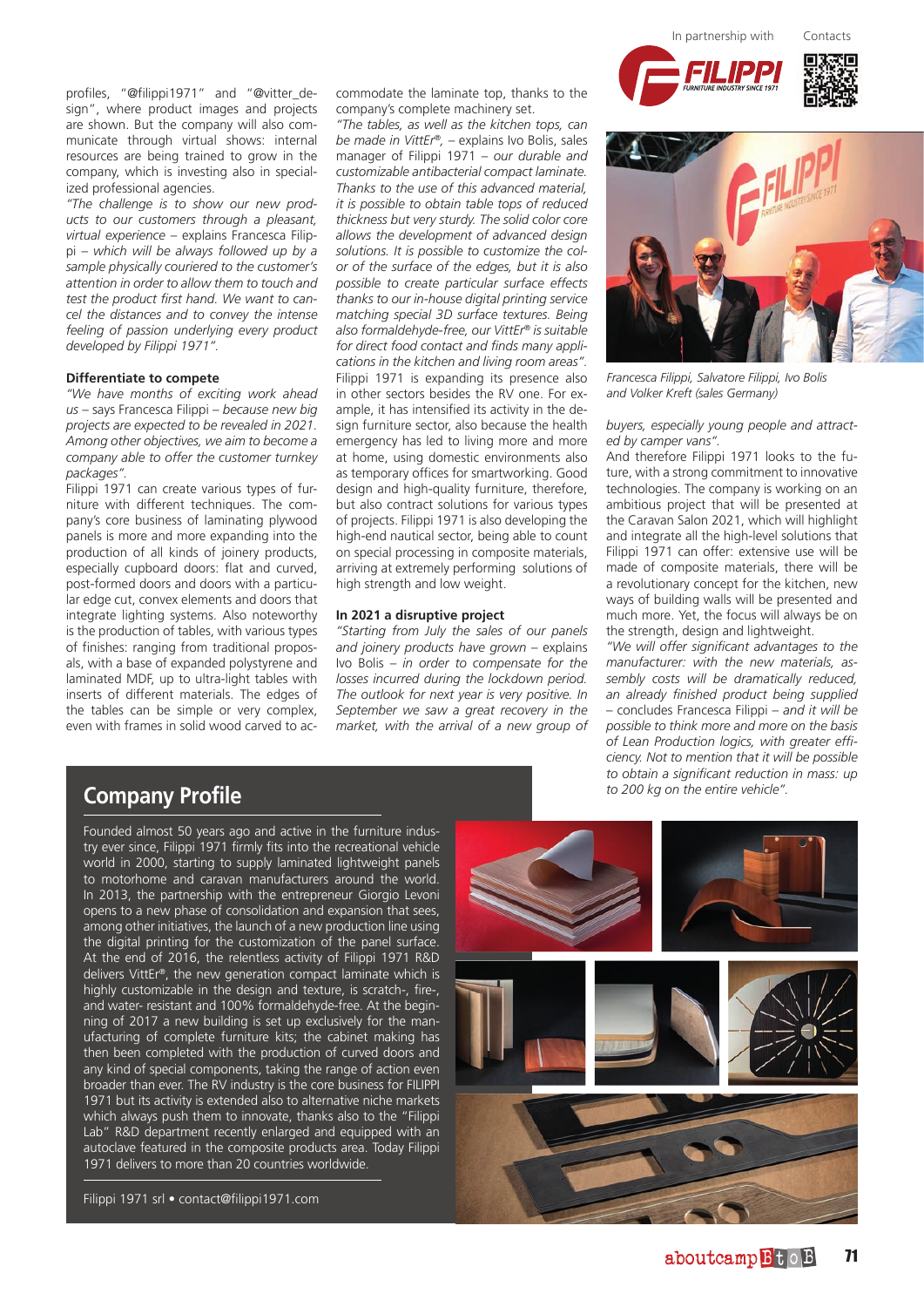profiles, "@filippi1971" and "@vitter_design", where product images and projects are shown. But the company will also communicate through virtual shows: internal resources are being trained to grow in the company, which is investing also in specialized professional agencies.

*"The challenge is to show our new products to our customers through a pleasant, virtual experience* – explains Francesca Filippi – *which will be always followed up by a sample physically couriered to the customer's attention in order to allow them to touch and test the product first hand. We want to cancel the distances and to convey the intense feeling of passion underlying every product developed by Filippi 1971".*

**Differentiate to compete**

*"We have months of exciting work ahead us* – says Francesca Filippi – *because new big projects are expected to be revealed in 2021. Among other objectives, we aim to become a company able to offer the customer turnkey packages".*

Filippi 1971 can create various types of furniture with different techniques. The company's core business of laminating plywood panels is more and more expanding into the production of all kinds of joinery products, especially cupboard doors: flat and curved, post-formed doors and doors with a particular edge cut, convex elements and doors that integrate lighting systems. Also noteworthy is the production of tables, with various types of finishes: ranging from traditional proposals, with a base of expanded polystyrene and laminated MDF, up to ultra-light tables with inserts of different materials. The edges of the tables can be simple or very complex, even with frames in solid wood carved to accommodate the laminate top, thanks to the company's complete machinery set.

*"The tables, as well as the kitchen tops, can be made in VittEr®,* – explains Ivo Bolis, sales manager of Filippi 1971 – *our durable and customizable antibacterial compact laminate. Thanks to the use of this advanced material, it is possible to obtain table tops of reduced thickness but very sturdy. The solid color core allows the development of advanced design solutions. It is possible to customize the color of the surface of the edges, but it is also possible to create particular surface effects thanks to our in-house digital printing service matching special 3D surface textures. Being also formaldehyde-free, our VittEr® is suitable for direct food contact and finds many applications in the kitchen and living room areas".*

Filippi 1971 is expanding its presence also in other sectors besides the RV one. For example, it has intensified its activity in the design furniture sector, also because the health emergency has led to living more and more at home, using domestic environments also as temporary offices for smartworking. Good design and high-quality furniture, therefore, but also contract solutions for various types of projects. Filippi 1971 is also developing the high-end nautical sector, being able to count on special processing in composite materials, arriving at extremely performing solutions of high strength and low weight.

**In 2021 a disruptive project**

*"Starting from July the sales of our panels and joinery products have grown* – explains Ivo Bolis – *in order to compensate for the losses incurred during the lockdown period. The outlook for next year is very positive. In September we saw a great recovery in the market, with the arrival of a new group of buyers, especially young people and attracted by camper vans".*

And therefore Filippi 1971 looks to the future, with a strong commitment to innovative technologies. The company is working on an ambitious project that will be presented at the Caravan Salon 2021, which will highlight and integrate all the high-level solutions that Filippi 1971 can offer: extensive use will be made of composite materials, there will be a revolutionary concept for the kitchen, new ways of building walls will be presented and much more. Yet, the focus will always be on the strength, design and lightweight.

*"We will offer significant advantages to the manufacturer: with the new materials, assembly costs will be dramatically reduced, an already finished product being supplied* – concludes Francesca Filippi – *and it will be possible to think more and more on the basis of Lean Production logics, with greater efficiency. Not to mention that it will be possible to obtain a significant reduction in mass: up to 200 kg on the entire vehicle".*

In partnership with — Contacts

Francesca Filippi, Salvatore Filippi, Ivo Bolis and Volker Kreft (sales Germany)

## Company Profile

Founded almost 50 years ago and active in the furniture industry ever since, Filippi 1971 firmly fits into the recreational vehicle world in 2000, starting to supply laminated lightweight panels to motorhome and caravan manufacturers around the world. In 2013, the partnership with the entrepreneur Giorgio Levoni opens to a new phase of consolidation and expansion that sees, among other initiatives, the launch of a new production line using the digital printing for the customization of the panel surface. At the end of 2016, the relentless activity of Filippi 1971 R&D delivers VittEr®, the new generation compact laminate which is highly customizable in the design and texture, is scratch-, fire-, and water- resistant and 100% formaldehyde-free. At the beginning of 2017 a new building is set up exclusively for the manufacturing of complete furniture kits; the cabinet making has then been completed with the production of curved doors and any kind of special components, taking the range of action even broader than ever. The RV industry is the core business for FILIPPI 1971 but its activity is extended also to alternative niche markets which always push them to innovate, thanks also to the "Filippi Lab" R&D department recently enlarged and equipped with an autoclave featured in the composite products area. Today Filippi 1971 delivers to more than 20 countries worldwide.

Filippi 1971 srl • contact@filippi1971.com